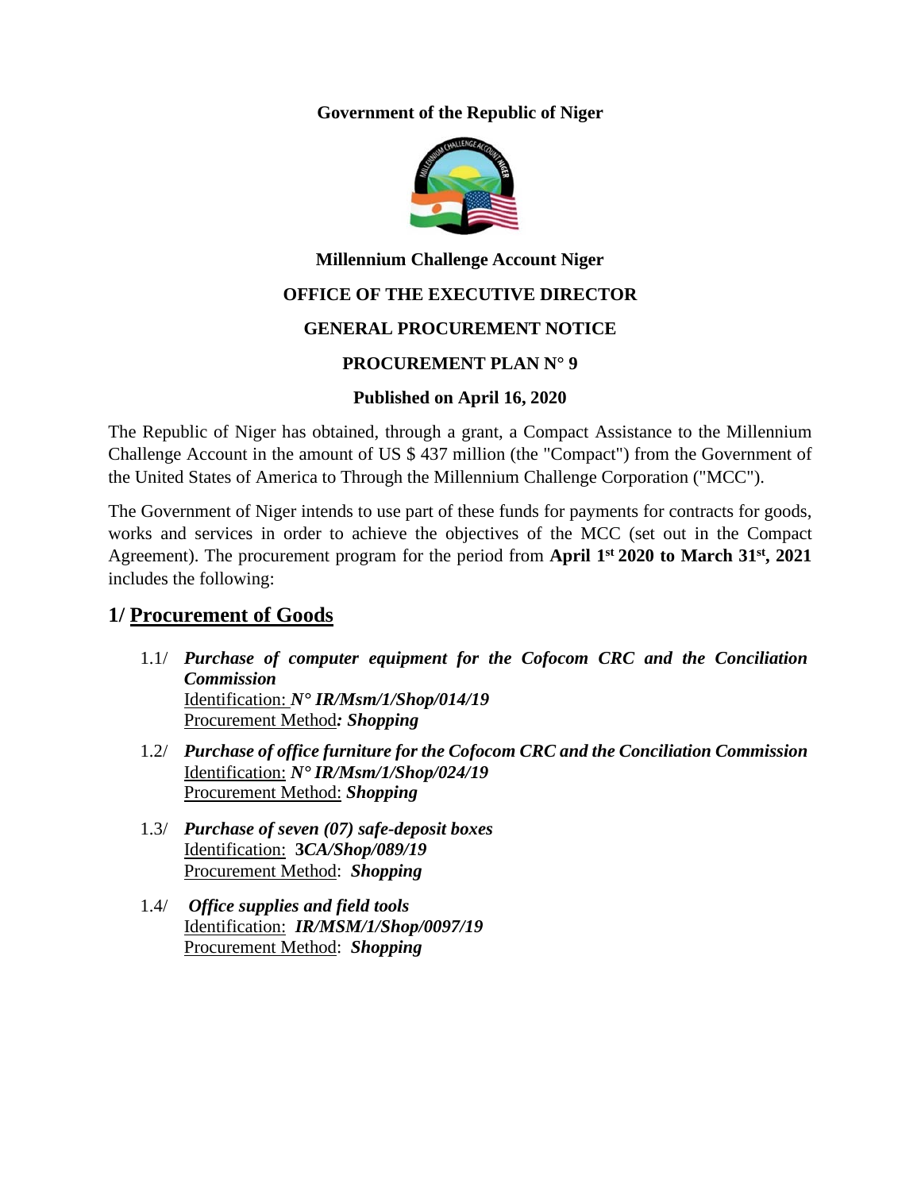**Government of the Republic of Niger**

**Millennium Challenge Account Niger**

**OFFICE OF THE EXECUTIVE DIRECTOR**

**GENERAL PROCUREMENT NOTICE**

**PROCUREMENT PLAN N° 9**

**Published on April 16, 2020**

The Republic of Niger has obtained, through a grant, a Compact Assistance to the Millennium Challenge Account in the amount of US $ 437 million (the "Compact") from the Government of the United States of America to Through the Millennium Challenge Corporation ("MCC").

The Government of Niger intends to use part of these funds for payments for contracts for goods, works and services in order to achieve the objectives of the MCC (set out in the Compact Agreement). The procurement program for the period from **April 1st 2020 to March 31st, 2021** includes the following:

## 1/ Procurement of Goods

1.1/ ***Purchase of computer equipment for the Cofocom CRC and the Conciliation Commission***
Identification: ***N° IR/Msm/1/Shop/014/19***
Procurement Method***: Shopping***

1.2/ ***Purchase of office furniture for the Cofocom CRC and the Conciliation Commission***
Identification: ***N° IR/Msm/1/Shop/024/19***
Procurement Method: ***Shopping***

1.3/ ***Purchase of seven (07) safe-deposit boxes***
Identification: **3*CA/Shop/089/19***
Procurement Method: ***Shopping***

1.4/ ***Office supplies and field tools***
Identification: ***IR/MSM/1/Shop/0097/19***
Procurement Method: ***Shopping***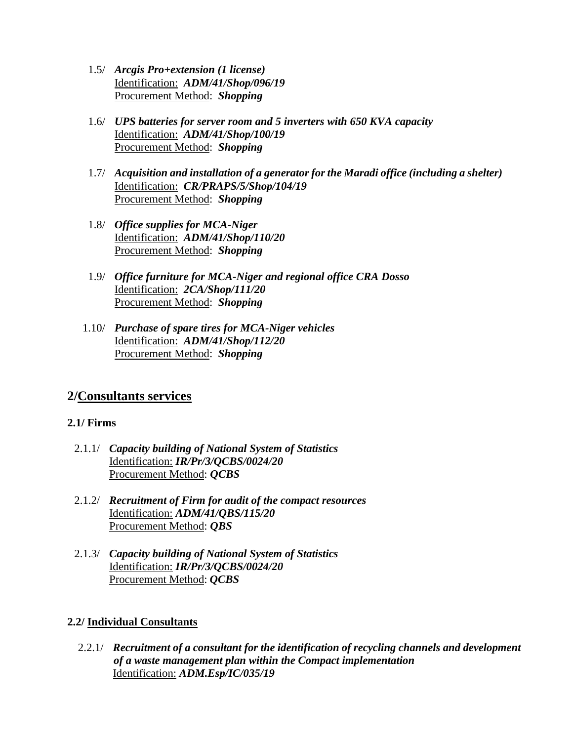1.5/ ***Arcgis Pro+extension (1 license)***
Identification: ***ADM/41/Shop/096/19***
Procurement Method: ***Shopping***

1.6/ ***UPS batteries for server room and 5 inverters with 650 KVA capacity***
Identification: ***ADM/41/Shop/100/19***
Procurement Method: ***Shopping***

1.7/ ***Acquisition and installation of a generator for the Maradi office (including a shelter)***
Identification: ***CR/PRAPS/5/Shop/104/19***
Procurement Method: ***Shopping***

1.8/ ***Office supplies for MCA-Niger***
Identification: ***ADM/41/Shop/110/20***
Procurement Method: ***Shopping***

1.9/ ***Office furniture for MCA-Niger and regional office CRA Dosso***
Identification: ***2CA/Shop/111/20***
Procurement Method: ***Shopping***

1.10/ ***Purchase of spare tires for MCA-Niger vehicles***
Identification: ***ADM/41/Shop/112/20***
Procurement Method: ***Shopping***

## 2/Consultants services

### 2.1/ Firms

2.1.1/ ***Capacity building of National System of Statistics***
Identification: ***IR/Pr/3/QCBS/0024/20***
Procurement Method: ***QCBS***

2.1.2/ ***Recruitment of Firm for audit of the compact resources***
Identification: ***ADM/41/QBS/115/20***
Procurement Method: ***QBS***

2.1.3/ ***Capacity building of National System of Statistics***
Identification: ***IR/Pr/3/QCBS/0024/20***
Procurement Method: ***QCBS***

### 2.2/ Individual Consultants

2.2.1/ ***Recruitment of a consultant for the identification of recycling channels and development of a waste management plan within the Compact implementation***
Identification: ***ADM.Esp/IC/035/19***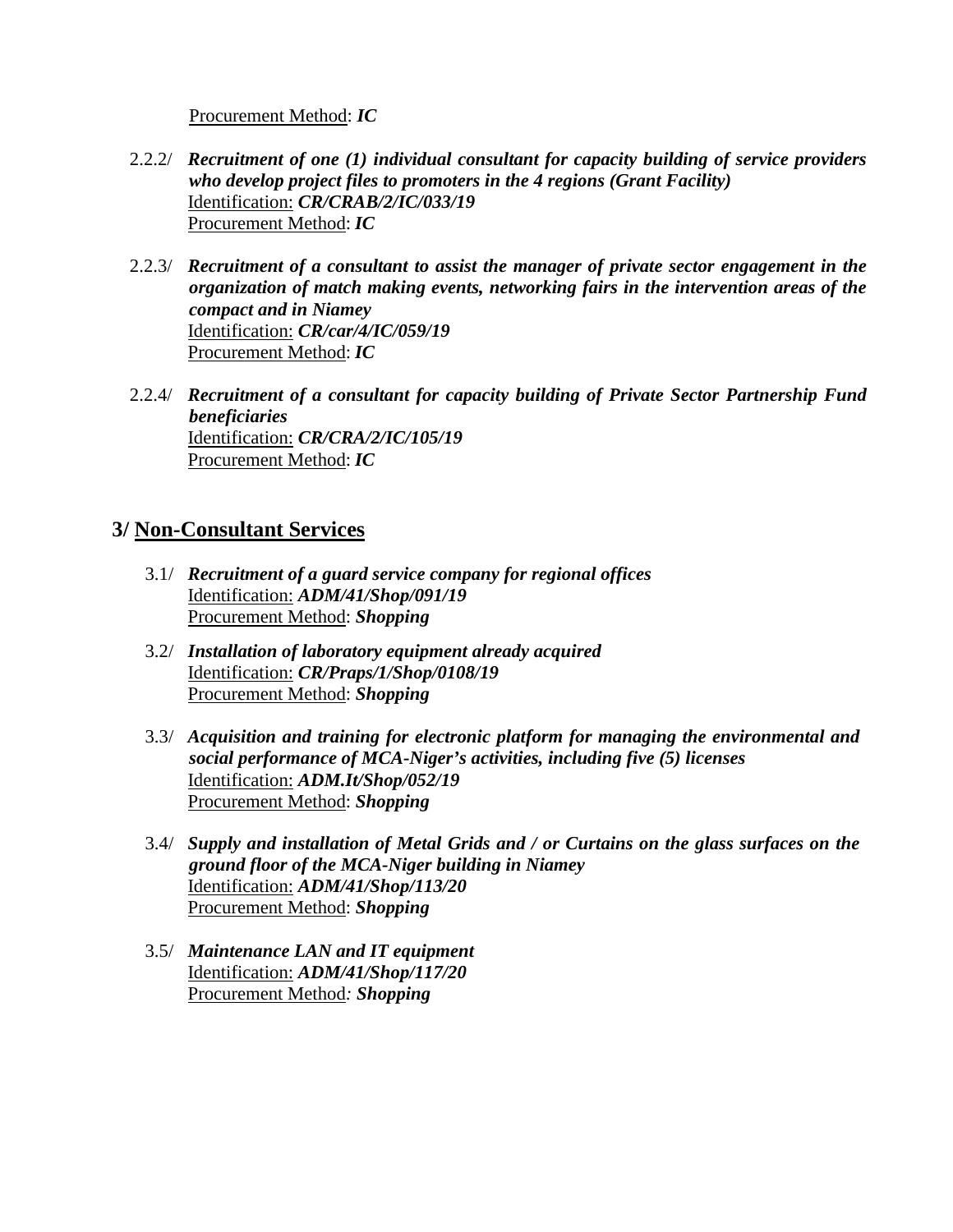Procurement Method: ***IC***

2.2.2/ ***Recruitment of one (1) individual consultant for capacity building of service providers who develop project files to promoters in the 4 regions (Grant Facility)***
Identification: ***CR/CRAB/2/IC/033/19***
Procurement Method: ***IC***

2.2.3/ ***Recruitment of a consultant to assist the manager of private sector engagement in the organization of match making events, networking fairs in the intervention areas of the compact and in Niamey***
Identification: ***CR/car/4/IC/059/19***
Procurement Method: ***IC***

2.2.4/ ***Recruitment of a consultant for capacity building of Private Sector Partnership Fund beneficiaries***
Identification: ***CR/CRA/2/IC/105/19***
Procurement Method: ***IC***

## 3/ Non-Consultant Services

3.1/ ***Recruitment of a guard service company for regional offices***
Identification: ***ADM/41/Shop/091/19***
Procurement Method: ***Shopping***

3.2/ ***Installation of laboratory equipment already acquired***
Identification: ***CR/Praps/1/Shop/0108/19***
Procurement Method: ***Shopping***

3.3/ ***Acquisition and training for electronic platform for managing the environmental and social performance of MCA-Niger's activities, including five (5) licenses***
Identification: ***ADM.It/Shop/052/19***
Procurement Method: ***Shopping***

3.4/ ***Supply and installation of Metal Grids and / or Curtains on the glass surfaces on the ground floor of the MCA-Niger building in Niamey***
Identification: ***ADM/41/Shop/113/20***
Procurement Method: ***Shopping***

3.5/ ***Maintenance LAN and IT equipment***
Identification: ***ADM/41/Shop/117/20***
Procurement Method: ***Shopping***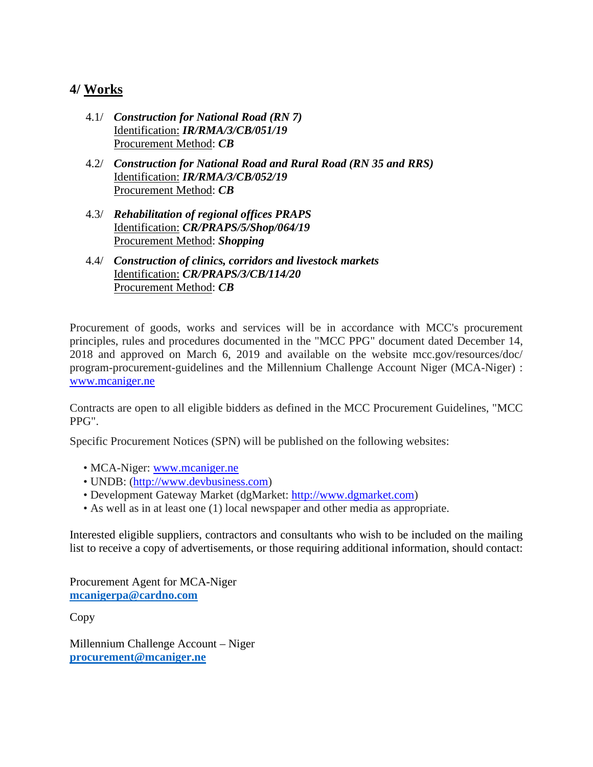## 4/ Works

4.1/ ***Construction for National Road (RN 7)***
Identification: ***IR/RMA/3/CB/051/19***
Procurement Method: ***CB***

4.2/ ***Construction for National Road and Rural Road (RN 35 and RRS)***
Identification: ***IR/RMA/3/CB/052/19***
Procurement Method: ***CB***

4.3/ ***Rehabilitation of regional offices PRAPS***
Identification: ***CR/PRAPS/5/Shop/064/19***
Procurement Method: ***Shopping***

4.4/ ***Construction of clinics, corridors and livestock markets***
Identification: ***CR/PRAPS/3/CB/114/20***
Procurement Method: ***CB***

Procurement of goods, works and services will be in accordance with MCC's procurement principles, rules and procedures documented in the "MCC PPG" document dated December 14, 2018 and approved on March 6, 2019 and available on the website mcc.gov/resources/doc/program-procurement-guidelines and the Millennium Challenge Account Niger (MCA-Niger) : www.mcaniger.ne

Contracts are open to all eligible bidders as defined in the MCC Procurement Guidelines, "MCC PPG".

Specific Procurement Notices (SPN) will be published on the following websites:

- MCA-Niger: www.mcaniger.ne
- UNDB: (http://www.devbusiness.com)
- Development Gateway Market (dgMarket: http://www.dgmarket.com)
- As well as in at least one (1) local newspaper and other media as appropriate.

Interested eligible suppliers, contractors and consultants who wish to be included on the mailing list to receive a copy of advertisements, or those requiring additional information, should contact:

Procurement Agent for MCA-Niger
**mcanigerpa@cardno.com**

Copy

Millennium Challenge Account – Niger
**procurement@mcaniger.ne**